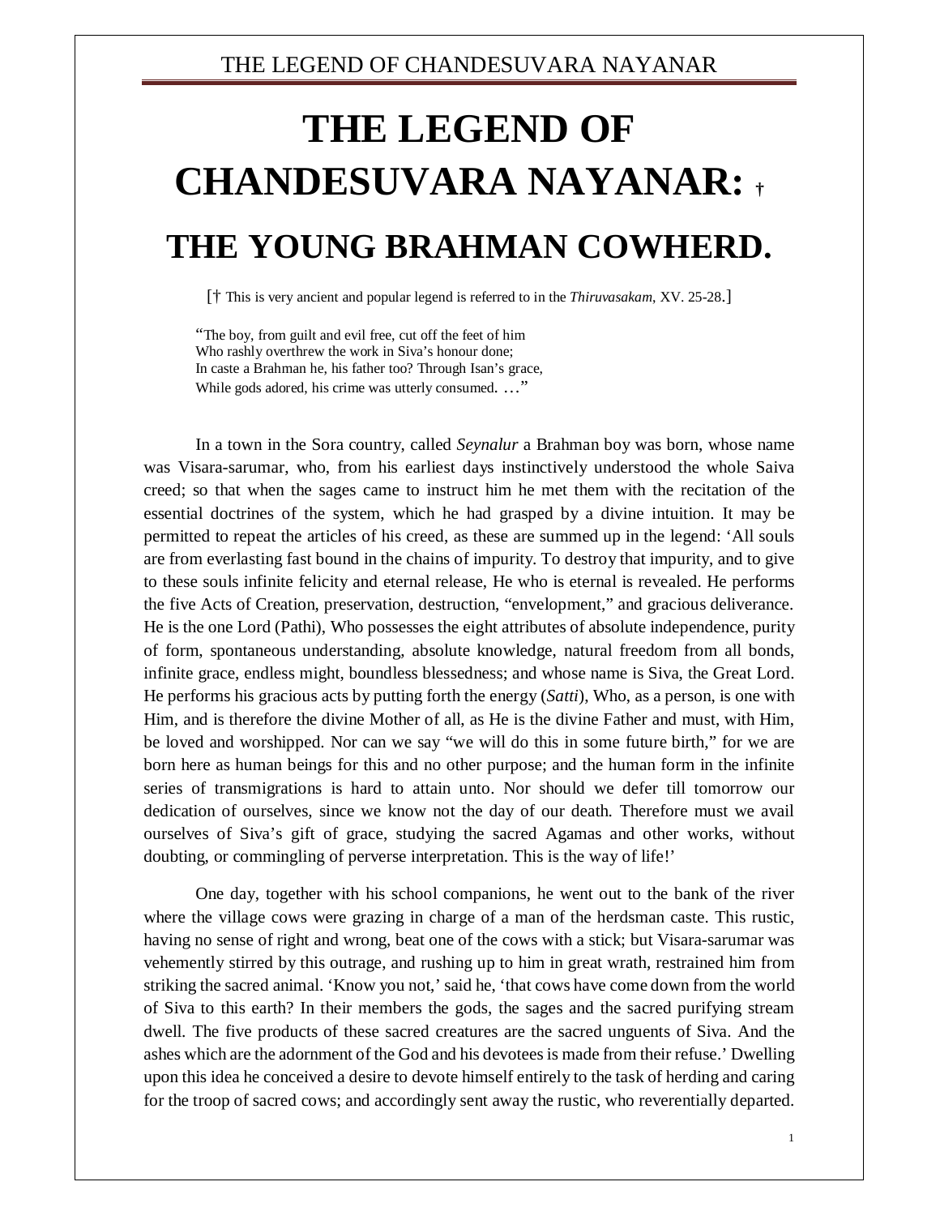# THE LEGEND OF CHANDESUVARA NAYANAR: †

# THE YOUNG BRAHMAN COWHERD.

[† This is very ancient and popular legend is referred to in the *Thiruvasakam*, XV. 25-28.]

> "The boy, from guilt and evil free, cut off the feet of him
> Who rashly overthrew the work in Siva's honour done;
> In caste a Brahman he, his father too? Through Isan's grace,
> While gods adored, his crime was utterly consumed. …"

In a town in the Sora country, called *Seynalur* a Brahman boy was born, whose name was Visara-sarumar, who, from his earliest days instinctively understood the whole Saiva creed; so that when the sages came to instruct him he met them with the recitation of the essential doctrines of the system, which he had grasped by a divine intuition. It may be permitted to repeat the articles of his creed, as these are summed up in the legend: 'All souls are from everlasting fast bound in the chains of impurity. To destroy that impurity, and to give to these souls infinite felicity and eternal release, He who is eternal is revealed. He performs the five Acts of Creation, preservation, destruction, "envelopment," and gracious deliverance. He is the one Lord (Pathi), Who possesses the eight attributes of absolute independence, purity of form, spontaneous understanding, absolute knowledge, natural freedom from all bonds, infinite grace, endless might, boundless blessedness; and whose name is Siva, the Great Lord. He performs his gracious acts by putting forth the energy (*Satti*), Who, as a person, is one with Him, and is therefore the divine Mother of all, as He is the divine Father and must, with Him, be loved and worshipped. Nor can we say "we will do this in some future birth," for we are born here as human beings for this and no other purpose; and the human form in the infinite series of transmigrations is hard to attain unto. Nor should we defer till tomorrow our dedication of ourselves, since we know not the day of our death. Therefore must we avail ourselves of Siva's gift of grace, studying the sacred Agamas and other works, without doubting, or commingling of perverse interpretation. This is the way of life!'

One day, together with his school companions, he went out to the bank of the river where the village cows were grazing in charge of a man of the herdsman caste. This rustic, having no sense of right and wrong, beat one of the cows with a stick; but Visara-sarumar was vehemently stirred by this outrage, and rushing up to him in great wrath, restrained him from striking the sacred animal. 'Know you not,' said he, 'that cows have come down from the world of Siva to this earth? In their members the gods, the sages and the sacred purifying stream dwell. The five products of these sacred creatures are the sacred unguents of Siva. And the ashes which are the adornment of the God and his devotees is made from their refuse.' Dwelling upon this idea he conceived a desire to devote himself entirely to the task of herding and caring for the troop of sacred cows; and accordingly sent away the rustic, who reverentially departed.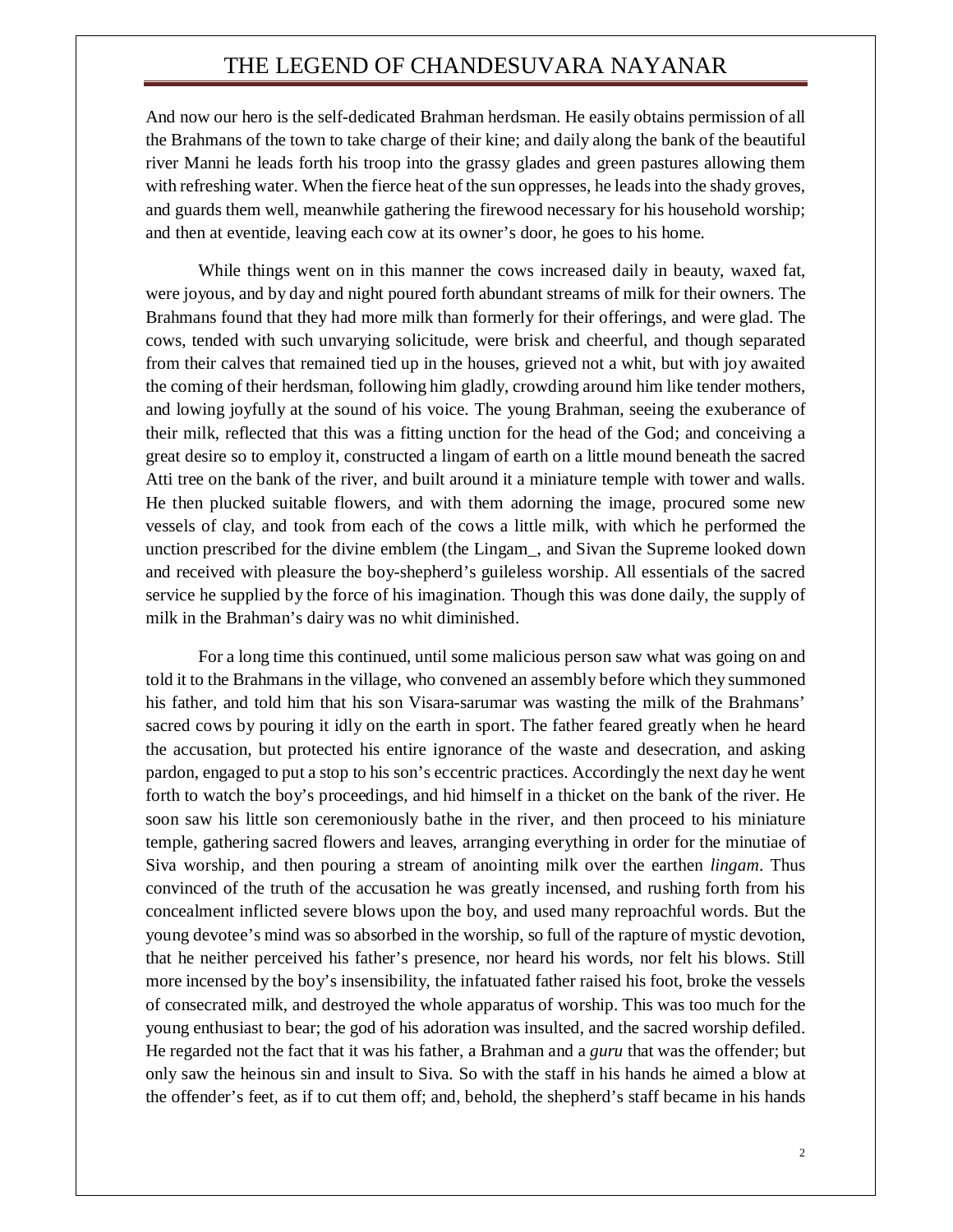And now our hero is the self-dedicated Brahman herdsman. He easily obtains permission of all the Brahmans of the town to take charge of their kine; and daily along the bank of the beautiful river Manni he leads forth his troop into the grassy glades and green pastures allowing them with refreshing water. When the fierce heat of the sun oppresses, he leads into the shady groves, and guards them well, meanwhile gathering the firewood necessary for his household worship; and then at eventide, leaving each cow at its owner's door, he goes to his home.

While things went on in this manner the cows increased daily in beauty, waxed fat, were joyous, and by day and night poured forth abundant streams of milk for their owners. The Brahmans found that they had more milk than formerly for their offerings, and were glad. The cows, tended with such unvarying solicitude, were brisk and cheerful, and though separated from their calves that remained tied up in the houses, grieved not a whit, but with joy awaited the coming of their herdsman, following him gladly, crowding around him like tender mothers, and lowing joyfully at the sound of his voice. The young Brahman, seeing the exuberance of their milk, reflected that this was a fitting unction for the head of the God; and conceiving a great desire so to employ it, constructed a lingam of earth on a little mound beneath the sacred Atti tree on the bank of the river, and built around it a miniature temple with tower and walls. He then plucked suitable flowers, and with them adorning the image, procured some new vessels of clay, and took from each of the cows a little milk, with which he performed the unction prescribed for the divine emblem (the Lingam_, and Sivan the Supreme looked down and received with pleasure the boy-shepherd's guileless worship. All essentials of the sacred service he supplied by the force of his imagination. Though this was done daily, the supply of milk in the Brahman's dairy was no whit diminished.

For a long time this continued, until some malicious person saw what was going on and told it to the Brahmans in the village, who convened an assembly before which they summoned his father, and told him that his son Visara-sarumar was wasting the milk of the Brahmans' sacred cows by pouring it idly on the earth in sport. The father feared greatly when he heard the accusation, but protected his entire ignorance of the waste and desecration, and asking pardon, engaged to put a stop to his son's eccentric practices. Accordingly the next day he went forth to watch the boy's proceedings, and hid himself in a thicket on the bank of the river. He soon saw his little son ceremoniously bathe in the river, and then proceed to his miniature temple, gathering sacred flowers and leaves, arranging everything in order for the minutiae of Siva worship, and then pouring a stream of anointing milk over the earthen *lingam*. Thus convinced of the truth of the accusation he was greatly incensed, and rushing forth from his concealment inflicted severe blows upon the boy, and used many reproachful words. But the young devotee's mind was so absorbed in the worship, so full of the rapture of mystic devotion, that he neither perceived his father's presence, nor heard his words, nor felt his blows. Still more incensed by the boy's insensibility, the infatuated father raised his foot, broke the vessels of consecrated milk, and destroyed the whole apparatus of worship. This was too much for the young enthusiast to bear; the god of his adoration was insulted, and the sacred worship defiled. He regarded not the fact that it was his father, a Brahman and a *guru* that was the offender; but only saw the heinous sin and insult to Siva. So with the staff in his hands he aimed a blow at the offender's feet, as if to cut them off; and, behold, the shepherd's staff became in his hands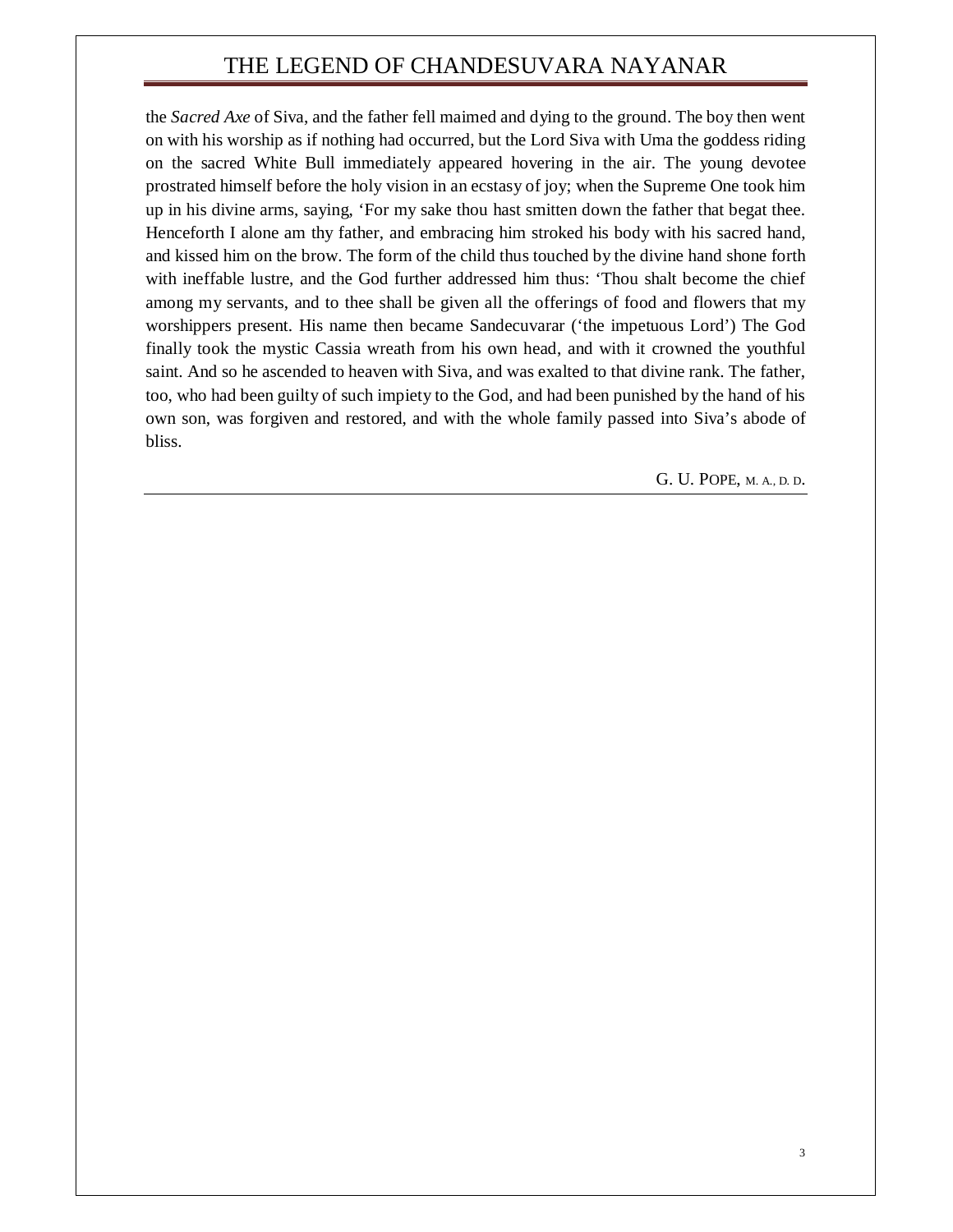the *Sacred Axe* of Siva, and the father fell maimed and dying to the ground. The boy then went on with his worship as if nothing had occurred, but the Lord Siva with Uma the goddess riding on the sacred White Bull immediately appeared hovering in the air. The young devotee prostrated himself before the holy vision in an ecstasy of joy; when the Supreme One took him up in his divine arms, saying, 'For my sake thou hast smitten down the father that begat thee. Henceforth I alone am thy father, and embracing him stroked his body with his sacred hand, and kissed him on the brow. The form of the child thus touched by the divine hand shone forth with ineffable lustre, and the God further addressed him thus: 'Thou shalt become the chief among my servants, and to thee shall be given all the offerings of food and flowers that my worshippers present. His name then became Sandecuvarar ('the impetuous Lord') The God finally took the mystic Cassia wreath from his own head, and with it crowned the youthful saint. And so he ascended to heaven with Siva, and was exalted to that divine rank. The father, too, who had been guilty of such impiety to the God, and had been punished by the hand of his own son, was forgiven and restored, and with the whole family passed into Siva's abode of bliss.

G. U. POPE, M. A., D. D.